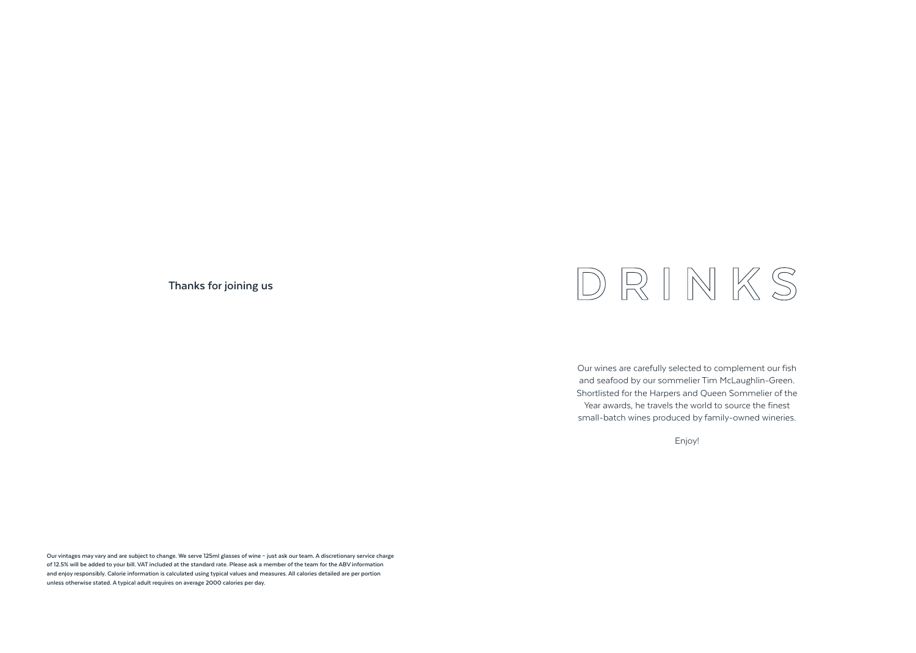Thanks for joining us

# DRINKS

Our wines are carefully selected to complement our fish and seafood by our sommelier Tim McLaughlin-Green. Shortlisted for the Harpers and Queen Sommelier of the Year awards, he travels the world to source the finest small-batch wines produced by family-owned wineries.

Enjoy!

Our vintages may vary and are subject to change. We serve 125ml glasses of wine – just ask our team. A discretionary service charge of 12.5% will be added to your bill. VAT included at the standard rate. Please ask a member of the team for the ABV information and enjoy responsibly. Calorie information is calculated using typical values and measures. All calories detailed are per portion unless otherwise stated. A typical adult requires on average 2000 calories per day.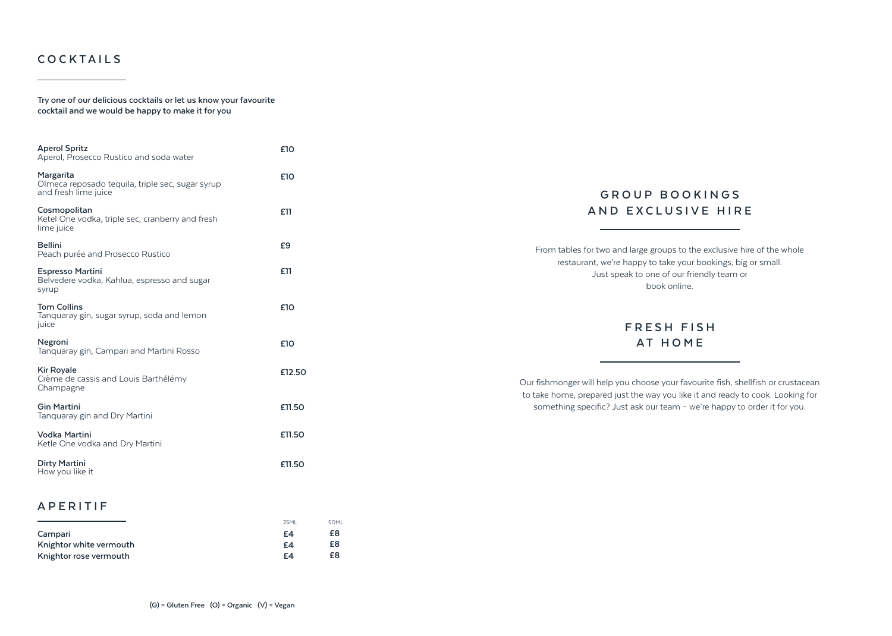## COCKTAILS

**Try one of our delicious cocktails or let us know your favourite cocktail and we would be happy to make it for you**

| Cocktail | Price |
|---|---|
| **Aperol Spritz**<br>Aperol, Prosecco Rustico and soda water | £10 |
| **Margarita**<br>Olmeca reposado tequila, triple sec, sugar syrup and fresh lime juice | £10 |
| **Cosmopolitan**<br>Ketel One vodka, triple sec, cranberry and fresh lime juice | £11 |
| **Bellini**<br>Peach purée and Prosecco Rustico | £9 |
| **Espresso Martini**<br>Belvedere vodka, Kahlua, espresso and sugar syrup | £11 |
| **Tom Collins**<br>Tanquaray gin, sugar syrup, soda and lemon juice | £10 |
| **Negroni**<br>Tanquaray gin, Campari and Martini Rosso | £10 |
| **Kir Royale**<br>Crème de cassis and Louis Barthélémy Champagne | £12.50 |
| **Gin Martini**<br>Tanquaray gin and Dry Martini | £11.50 |
| **Vodka Martini**<br>Ketle One vodka and Dry Martini | £11.50 |
| **Dirty Martini**<br>How you like it | £11.50 |

## APERITIF

| | 25ML | 50ML |
|---|---|---|
| **Campari** | £4 | £8 |
| **Knightor white vermouth** | £4 | £8 |
| **Knightor rose vermouth** | £4 | £8 |

(G) = Gluten Free (O) = Organic (V) = Vegan

## GROUP BOOKINGS AND EXCLUSIVE HIRE

From tables for two and large groups to the exclusive hire of the whole restaurant, we're happy to take your bookings, big or small. Just speak to one of our friendly team or book online.

## FRESH FISH AT HOME

Our fishmonger will help you choose your favourite fish, shellfish or crustacean to take home, prepared just the way you like it and ready to cook. Looking for something specific? Just ask our team – we're happy to order it for you.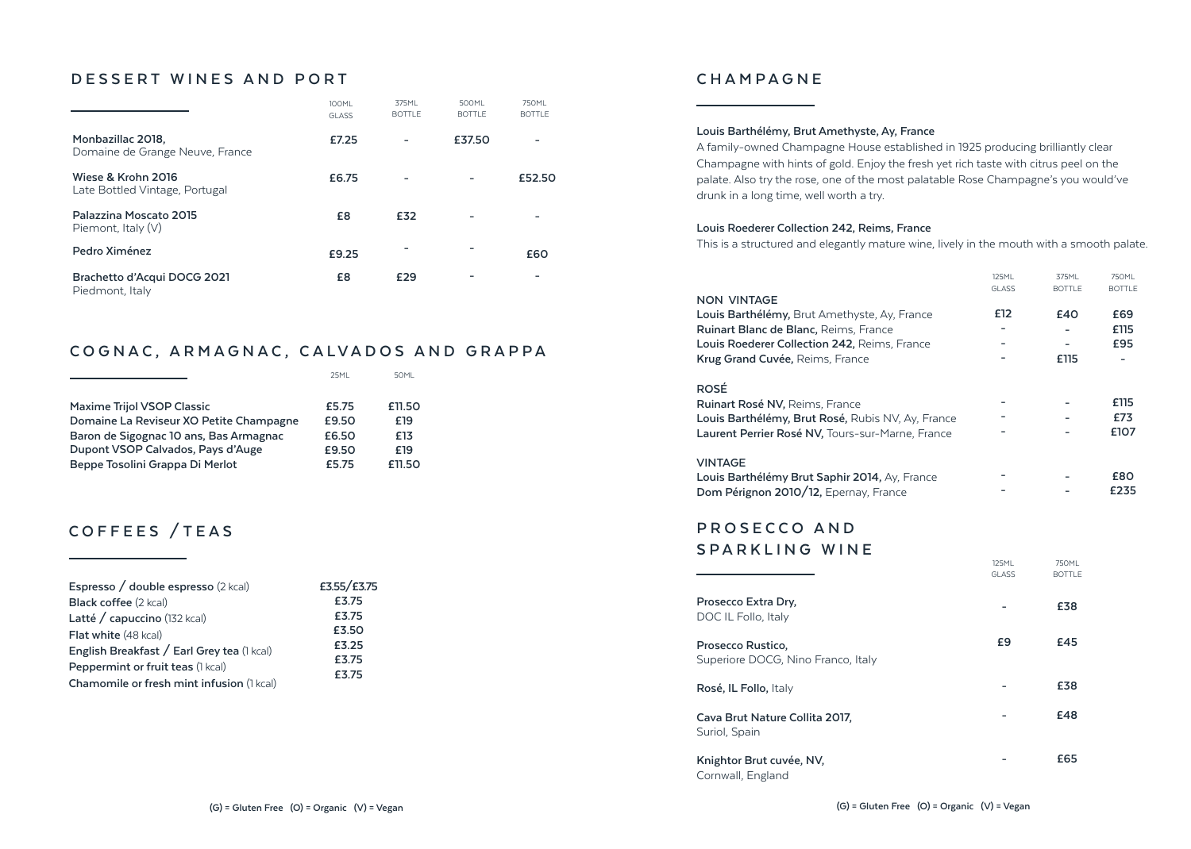## DESSERT WINES AND PORT

| | 100ML GLASS | 375ML BOTTLE | 500ML BOTTLE | 750ML BOTTLE |
|---|---|---|---|---|
| **Monbazillac 2018,** Domaine de Grange Neuve, France | £7.25 | - | £37.50 | - |
| **Wiese & Krohn 2016** Late Bottled Vintage, Portugal | £6.75 | - | - | £52.50 |
| **Palazzina Moscato 2015** Piemont, Italy (V) | £8 | £32 | - | - |
| **Pedro Ximénez** | £9.25 | - | - | £60 |
| **Brachetto d'Acqui DOCG 2021** Piedmont, Italy | £8 | £29 | - | - |

## COGNAC, ARMAGNAC, CALVADOS AND GRAPPA

| | 25ML | 50ML |
|---|---|---|
| **Maxime Trijol VSOP Classic** | £5.75 | £11.50 |
| **Domaine La Reviseur XO Petite Champagne** | £9.50 | £19 |
| **Baron de Sigognac 10 ans, Bas Armagnac** | £6.50 | £13 |
| **Dupont VSOP Calvados, Pays d'Auge** | £9.50 | £19 |
| **Beppe Tosolini Grappa Di Merlot** | £5.75 | £11.50 |

## COFFEES / TEAS

| | |
|---|---|
| **Espresso / double espresso** (2 kcal) | £3.55/£3.75 |
| **Black coffee** (2 kcal) | £3.75 |
| **Latté / capuccino** (132 kcal) | £3.75 |
| **Flat white** (48 kcal) | £3.50 |
| **English Breakfast / Earl Grey tea** (1 kcal) | £3.25 |
| **Peppermint or fruit teas** (1 kcal) | £3.75 |
| **Chamomile or fresh mint infusion** (1 kcal) | £3.75 |

(G) = Gluten Free (O) = Organic (V) = Vegan

## CHAMPAGNE

**Louis Barthélémy, Brut Amethyste, Ay, France**
A family-owned Champagne House established in 1925 producing brilliantly clear Champagne with hints of gold. Enjoy the fresh yet rich taste with citrus peel on the palate. Also try the rose, one of the most palatable Rose Champagne's you would've drunk in a long time, well worth a try.

**Louis Roederer Collection 242, Reims, France**
This is a structured and elegantly mature wine, lively in the mouth with a smooth palate.

| | 125ML GLASS | 375ML BOTTLE | 750ML BOTTLE |
|---|---|---|---|
| **NON VINTAGE** | | | |
| **Louis Barthélémy,** Brut Amethyste, Ay, France | £12 | £40 | £69 |
| **Ruinart Blanc de Blanc,** Reims, France | - | - | £115 |
| **Louis Roederer Collection 242,** Reims, France | - | - | £95 |
| **Krug Grand Cuvée,** Reims, France | - | £115 | - |
| **ROSÉ** | | | |
| **Ruinart Rosé NV,** Reims, France | - | - | £115 |
| **Louis Barthélémy, Brut Rosé,** Rubis NV, Ay, France | - | - | £73 |
| **Laurent Perrier Rosé NV,** Tours-sur-Marne, France | - | - | £107 |
| **VINTAGE** | | | |
| **Louis Barthélémy Brut Saphir 2014,** Ay, France | - | - | £80 |
| **Dom Pérignon 2010/12,** Epernay, France | - | - | £235 |

## PROSECCO AND SPARKLING WINE

| | 125ML GLASS | 750ML BOTTLE |
|---|---|---|
| **Prosecco Extra Dry,** DOC IL Follo, Italy | - | £38 |
| **Prosecco Rustico,** Superiore DOCG, Nino Franco, Italy | £9 | £45 |
| **Rosé, IL Follo,** Italy | - | £38 |
| **Cava Brut Nature Collita 2017,** Suriol, Spain | - | £48 |
| **Knightor Brut cuvée, NV,** Cornwall, England | - | £65 |

(G) = Gluten Free (O) = Organic (V) = Vegan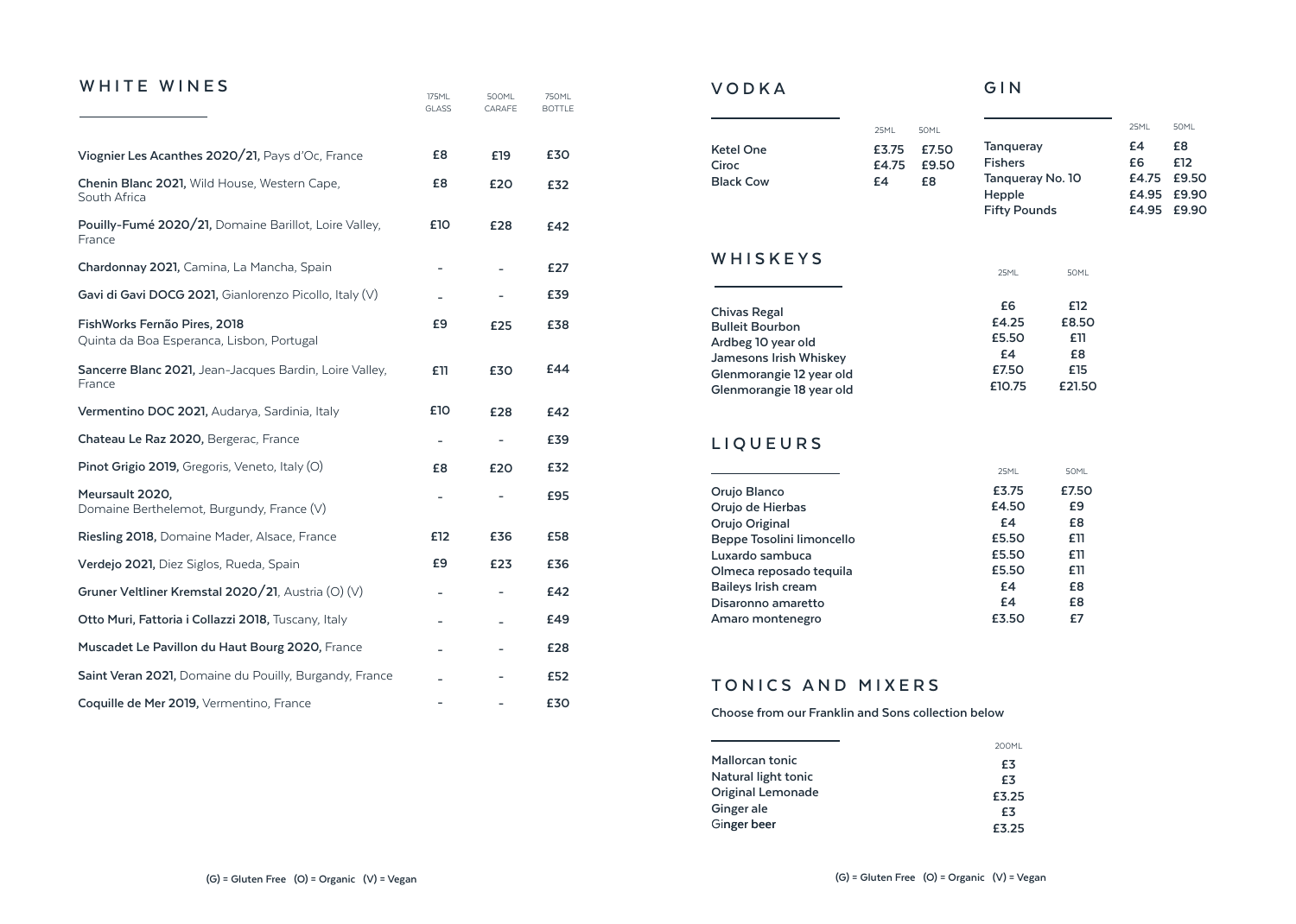## WHITE WINES

| | 175ML GLASS | 500ML CARAFE | 750ML BOTTLE |
|---|---|---|---|
| **Viognier Les Acanthes 2020/21,** Pays d'Oc, France | £8 | £19 | £30 |
| **Chenin Blanc 2021,** Wild House, Western Cape, South Africa | £8 | £20 | £32 |
| **Pouilly-Fumé 2020/21,** Domaine Barillot, Loire Valley, France | £10 | £28 | £42 |
| **Chardonnay 2021,** Camina, La Mancha, Spain | - | - | £27 |
| **Gavi di Gavi DOCG 2021,** Gianlorenzo Picollo, Italy (V) | - | - | £39 |
| **FishWorks Fernão Pires, 2018** Quinta da Boa Esperanca, Lisbon, Portugal | £9 | £25 | £38 |
| **Sancerre Blanc 2021,** Jean-Jacques Bardin, Loire Valley, France | £11 | £30 | £44 |
| **Vermentino DOC 2021,** Audarya, Sardinia, Italy | £10 | £28 | £42 |
| **Chateau Le Raz 2020,** Bergerac, France | - | - | £39 |
| **Pinot Grigio 2019,** Gregoris, Veneto, Italy (O) | £8 | £20 | £32 |
| **Meursault 2020,** Domaine Berthelemot, Burgundy, France (V) | - | - | £95 |
| **Riesling 2018,** Domaine Mader, Alsace, France | £12 | £36 | £58 |
| **Verdejo 2021,** Diez Siglos, Rueda, Spain | £9 | £23 | £36 |
| **Gruner Veltliner Kremstal 2020/21**, Austria (O) (V) | - | - | £42 |
| **Otto Muri, Fattoria i Collazzi 2018,** Tuscany, Italy | - | - | £49 |
| **Muscadet Le Pavillon du Haut Bourg 2020,** France | - | - | £28 |
| **Saint Veran 2021,** Domaine du Pouilly, Burgandy, France | - | - | £52 |
| **Coquille de Mer 2019,** Vermentino, France | - | - | £30 |

(G) = Gluten Free (O) = Organic (V) = Vegan

## VODKA

| | 25ML | 50ML |
|---|---|---|
| Ketel One | £3.75 | £7.50 |
| Ciroc | £4.75 | £9.50 |
| Black Cow | £4 | £8 |

## GIN

| | 25ML | 50ML |
|---|---|---|
| Tanqueray | £4 | £8 |
| Fishers | £6 | £12 |
| Tanqueray No. 10 | £4.75 | £9.50 |
| Hepple | £4.95 | £9.90 |
| Fifty Pounds | £4.95 | £9.90 |

## WHISKEYS

| | 25ML | 50ML |
|---|---|---|
| Chivas Regal | £6 | £12 |
| Bulleit Bourbon | £4.25 | £8.50 |
| Ardbeg 10 year old | £5.50 | £11 |
| Jamesons Irish Whiskey | £4 | £8 |
| Glenmorangie 12 year old | £7.50 | £15 |
| Glenmorangie 18 year old | £10.75 | £21.50 |

## LIQUEURS

| | 25ML | 50ML |
|---|---|---|
| Orujo Blanco | £3.75 | £7.50 |
| Orujo de Hierbas | £4.50 | £9 |
| Orujo Original | £4 | £8 |
| Beppe Tosolini limoncello | £5.50 | £11 |
| Luxardo sambuca | £5.50 | £11 |
| Olmeca reposado tequila | £5.50 | £11 |
| Baileys Irish cream | £4 | £8 |
| Disaronno amaretto | £4 | £8 |
| Amaro montenegro | £3.50 | £7 |

## TONICS AND MIXERS

Choose from our Franklin and Sons collection below

| | 200ML |
|---|---|
| Mallorcan tonic | £3 |
| Natural light tonic | £3 |
| Original Lemonade | £3.25 |
| Ginger ale | £3 |
| Ginger beer | £3.25 |

(G) = Gluten Free (O) = Organic (V) = Vegan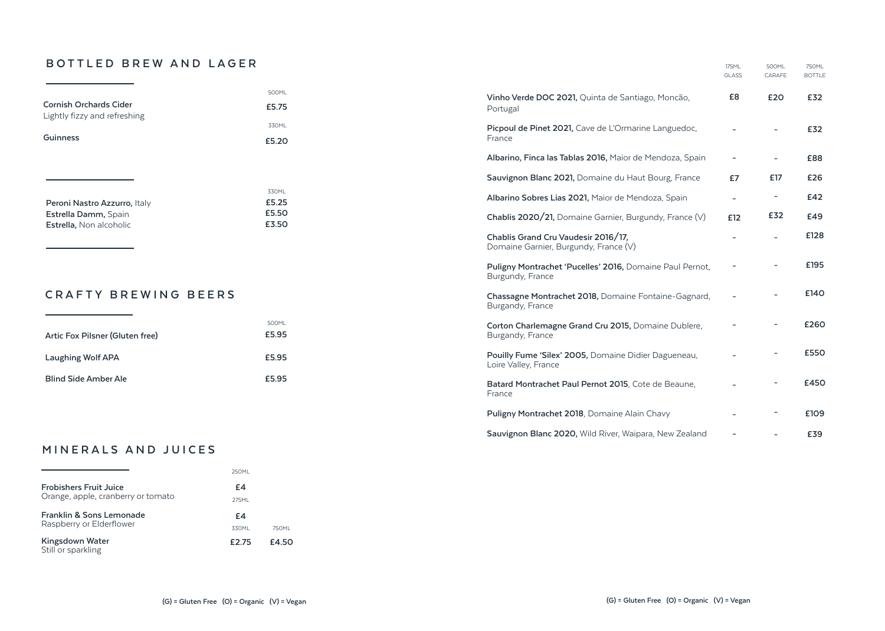## BOTTLED BREW AND LAGER

| | 500ML |
|---|---|
| **Cornish Orchards Cider**<br>Lightly fizzy and refreshing | **£5.75** |

| | 330ML |
|---|---|
| **Guinness** | **£5.20** |

| | 330ML |
|---|---|
| **Peroni Nastro Azzurro,** Italy | **£5.25** |
| **Estrella Damm,** Spain | **£5.50** |
| **Estrella,** Non alcoholic | **£3.50** |

## CRAFTY BREWING BEERS

| | 500ML |
|---|---|
| **Artic Fox Pilsner (Gluten free)** | **£5.95** |
| **Laughing Wolf APA** | **£5.95** |
| **Blind Side Amber Ale** | **£5.95** |

## MINERALS AND JUICES

| | 250ML | |
|---|---|---|
| **Frobishers Fruit Juice**<br>Orange, apple, cranberry or tomato | **£4** | |

| | 275ML | |
|---|---|---|
| **Franklin & Sons Lemonade**<br>Raspberry or Elderflower | **£4** | |

| | 330ML | 750ML |
|---|---|---|
| **Kingsdown Water**<br>Still or sparkling | **£2.75** | **£4.50** |

(G) = Gluten Free (O) = Organic (V) = Vegan

| | 175ML GLASS | 500ML CARAFE | 750ML BOTTLE |
|---|---|---|---|
| **Vinho Verde DOC 2021,** Quinta de Santiago, Moncão, Portugal | **£8** | **£20** | **£32** |
| **Picpoul de Pinet 2021,** Cave de L'Ormarine Languedoc, France | - | - | **£32** |
| **Albarino, Finca las Tablas 2016,** Maior de Mendoza, Spain | - | - | **£88** |
| **Sauvignon Blanc 2021,** Domaine du Haut Bourg, France | **£7** | **£17** | **£26** |
| **Albarino Sobres Lias 2021,** Maior de Mendoza, Spain | - | - | **£42** |
| **Chablis 2020/21,** Domaine Garnier, Burgundy, France (V) | **£12** | **£32** | **£49** |
| **Chablis Grand Cru Vaudesir 2016/17,** Domaine Garnier, Burgundy, France (V) | - | - | **£128** |
| **Puligny Montrachet 'Pucelles' 2016,** Domaine Paul Pernot, Burgundy, France | - | - | **£195** |
| **Chassagne Montrachet 2018,** Domaine Fontaine-Gagnard, Burgandy, France | - | - | **£140** |
| **Corton Charlemagne Grand Cru 2015,** Domaine Dublere, Burgandy, France | - | - | **£260** |
| **Pouilly Fume 'Silex' 2005,** Domaine Didier Dagueneau, Loire Valley, France | - | - | **£550** |
| **Batard Montrachet Paul Pernot 2015**, Cote de Beaune, France | - | - | **£450** |
| **Puligny Montrachet 2018**, Domaine Alain Chavy | - | - | **£109** |
| **Sauvignon Blanc 2020,** Wild River, Waipara, New Zealand | - | - | **£39** |

(G) = Gluten Free (O) = Organic (V) = Vegan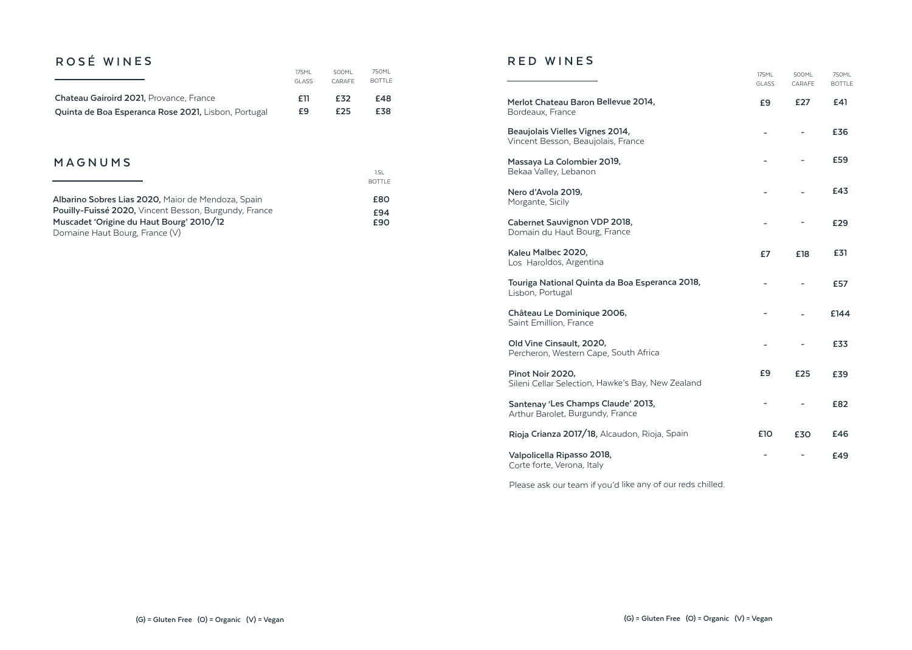## ROSÉ WINES

| | 175ML GLASS | 500ML CARAFE | 750ML BOTTLE |
|---|---|---|---|
| **Chateau Gairoird 2021,** Provance, France | £11 | £32 | £48 |
| **Quinta de Boa Esperanca Rose 2021,** Lisbon, Portugal | £9 | £25 | £38 |

## MAGNUMS

| | 1.5L BOTTLE |
|---|---|
| **Albarino Sobres Lias 2020,** Maior de Mendoza, Spain | £80 |
| **Pouilly-Fuissé 2020,** Vincent Besson, Burgundy, France | £94 |
| **Muscadet 'Origine du Haut Bourg' 2010/12** Domaine Haut Bourg, France (V) | £90 |

(G) = Gluten Free (O) = Organic (V) = Vegan

## RED WINES

| | 175ML GLASS | 500ML CARAFE | 750ML BOTTLE |
|---|---|---|---|
| **Merlot Chateau Baron Bellevue 2014,** Bordeaux, France | £9 | £27 | £41 |
| **Beaujolais Vielles Vignes 2014,** Vincent Besson, Beaujolais, France | - | - | £36 |
| **Massaya La Colombier 2019,** Bekaa Valley, Lebanon | - | - | £59 |
| **Nero d'Avola 2019,** Morgante, Sicily | - | - | £43 |
| **Cabernet Sauvignon VDP 2018,** Domain du Haut Bourg, France | - | - | £29 |
| **Kaleu Malbec 2020,** Los Haroldos, Argentina | £7 | £18 | £31 |
| **Touriga National Quinta da Boa Esperanca 2018,** Lisbon, Portugal | - | - | £57 |
| **Château Le Dominique 2006,** Saint Emillion, France | - | - | £144 |
| **Old Vine Cinsault, 2020,** Percheron, Western Cape, South Africa | - | - | £33 |
| **Pinot Noir 2020,** Sileni Cellar Selection, Hawke's Bay, New Zealand | £9 | £25 | £39 |
| **Santenay 'Les Champs Claude' 2013,** Arthur Barolet, Burgundy, France | - | - | £82 |
| **Rioja Crianza 2017/18,** Alcaudon, Rioja, Spain | £10 | £30 | £46 |
| **Valpolicella Ripasso 2018,** Corte forte, Verona, Italy | - | - | £49 |

Please ask our team if you'd like any of our reds chilled.

(G) = Gluten Free (O) = Organic (V) = Vegan